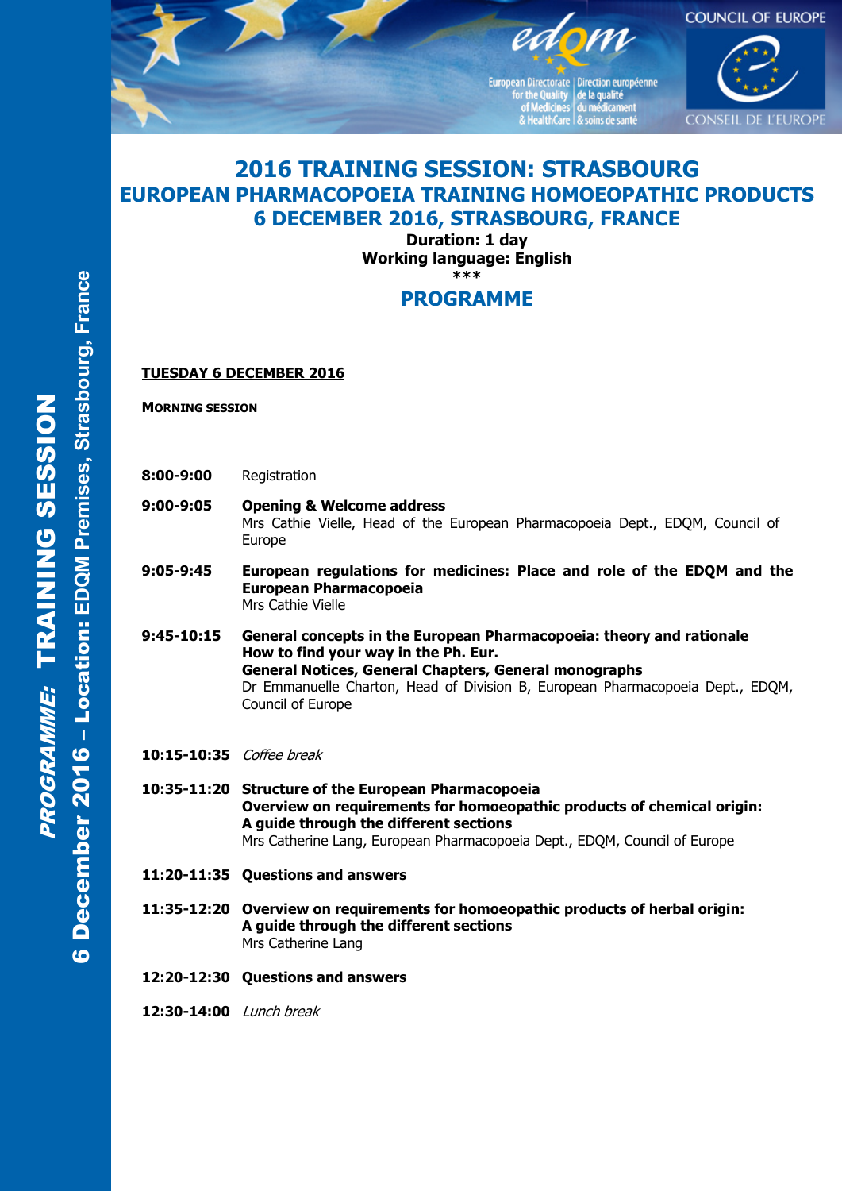# 2016 TRAINING SESSION: STRASBOURG

## EUROPEAN PHARMACOPOEIA TRAINING HOMOEOPATHIC PRODUCTS

## 6 DECEMBER 2016, STRASBOURG, FRANCE

**Duration: 1 day**
**Working language: English**

***

## PROGRAMME

**TUESDAY 6 DECEMBER 2016**

**MORNING SESSION**

**8:00-9:00** Registration

**9:00-9:05** **Opening & Welcome address**
Mrs Cathie Vielle, Head of the European Pharmacopoeia Dept., EDQM, Council of Europe

**9:05-9:45** **European regulations for medicines: Place and role of the EDQM and the European Pharmacopoeia**
Mrs Cathie Vielle

**9:45-10:15** **General concepts in the European Pharmacopoeia: theory and rationale**
**How to find your way in the Ph. Eur.**
**General Notices, General Chapters, General monographs**
Dr Emmanuelle Charton, Head of Division B, European Pharmacopoeia Dept., EDQM, Council of Europe

**10:15-10:35** *Coffee break*

**10:35-11:20** **Structure of the European Pharmacopoeia**
**Overview on requirements for homoeopathic products of chemical origin:**
**A guide through the different sections**
Mrs Catherine Lang, European Pharmacopoeia Dept., EDQM, Council of Europe

**11:20-11:35** **Questions and answers**

**11:35-12:20** **Overview on requirements for homoeopathic products of herbal origin:**
**A guide through the different sections**
Mrs Catherine Lang

**12:20-12:30** **Questions and answers**

**12:30-14:00** *Lunch break*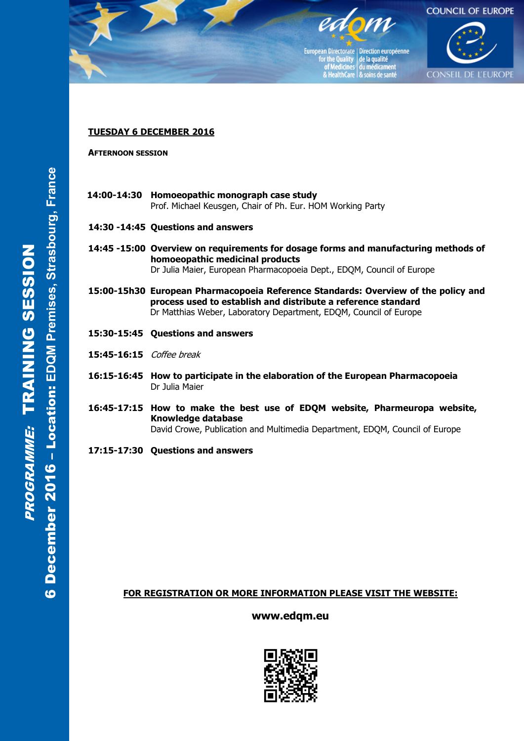## TUESDAY 6 DECEMBER 2016

**AFTERNOON SESSION**

**14:00-14:30** **Homoeopathic monograph case study**
Prof. Michael Keusgen, Chair of Ph. Eur. HOM Working Party

**14:30 -14:45** **Questions and answers**

**14:45 -15:00** **Overview on requirements for dosage forms and manufacturing methods of homoeopathic medicinal products**
Dr Julia Maier, European Pharmacopoeia Dept., EDQM, Council of Europe

**15:00-15h30** **European Pharmacopoeia Reference Standards: Overview of the policy and process used to establish and distribute a reference standard**
Dr Matthias Weber, Laboratory Department, EDQM, Council of Europe

**15:30-15:45** **Questions and answers**

**15:45-16:15** *Coffee break*

**16:15-16:45** **How to participate in the elaboration of the European Pharmacopoeia**
Dr Julia Maier

**16:45-17:15** **How to make the best use of EDQM website, Pharmeuropa website, Knowledge database**
David Crowe, Publication and Multimedia Department, EDQM, Council of Europe

**17:15-17:30** **Questions and answers**

**FOR REGISTRATION OR MORE INFORMATION PLEASE VISIT THE WEBSITE:**

**www.edqm.eu**